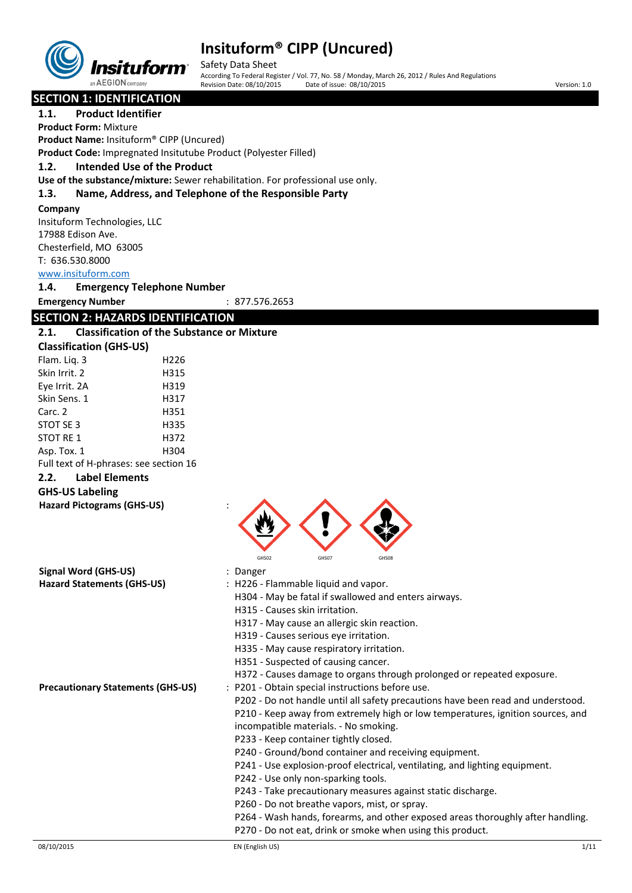# Insituform® CIPP (Uncured)

Safety Data Sheet

According To Federal Register / Vol. 77, No. 58 / Monday, March 26, 2012 / Rules And Regulations

Revision Date: 08/10/2015 Date of issue: 08/10/2015 Version: 1.0

## SECTION 1: IDENTIFICATION

### 1.1. Product Identifier

**Product Form:** Mixture

**Product Name:** Insituform® CIPP (Uncured)

**Product Code:** Impregnated Insitutube Product (Polyester Filled)

### 1.2. Intended Use of the Product

**Use of the substance/mixture:** Sewer rehabilitation. For professional use only.

### 1.3. Name, Address, and Telephone of the Responsible Party

**Company**

Insituform Technologies, LLC
17988 Edison Ave.
Chesterfield, MO 63005
T: 636.530.8000
www.insituform.com

### 1.4. Emergency Telephone Number

**Emergency Number** : 877.576.2653

## SECTION 2: HAZARDS IDENTIFICATION

### 2.1. Classification of the Substance or Mixture

**Classification (GHS-US)**

| | |
|---|---|
| Flam. Liq. 3 | H226 |
| Skin Irrit. 2 | H315 |
| Eye Irrit. 2A | H319 |
| Skin Sens. 1 | H317 |
| Carc. 2 | H351 |
| STOT SE 3 | H335 |
| STOT RE 1 | H372 |
| Asp. Tox. 1 | H304 |

Full text of H-phrases: see section 16

### 2.2. Label Elements

**GHS-US Labeling**

**Hazard Pictograms (GHS-US)** :

GHS02 GHS07 GHS08

**Signal Word (GHS-US)** : Danger

**Hazard Statements (GHS-US)** : H226 - Flammable liquid and vapor.
H304 - May be fatal if swallowed and enters airways.
H315 - Causes skin irritation.
H317 - May cause an allergic skin reaction.
H319 - Causes serious eye irritation.
H335 - May cause respiratory irritation.
H351 - Suspected of causing cancer.
H372 - Causes damage to organs through prolonged or repeated exposure.

**Precautionary Statements (GHS-US)** : P201 - Obtain special instructions before use.
P202 - Do not handle until all safety precautions have been read and understood.
P210 - Keep away from extremely high or low temperatures, ignition sources, and incompatible materials. - No smoking.
P233 - Keep container tightly closed.
P240 - Ground/bond container and receiving equipment.
P241 - Use explosion-proof electrical, ventilating, and lighting equipment.
P242 - Use only non-sparking tools.
P243 - Take precautionary measures against static discharge.
P260 - Do not breathe vapors, mist, or spray.
P264 - Wash hands, forearms, and other exposed areas thoroughly after handling.
P270 - Do not eat, drink or smoke when using this product.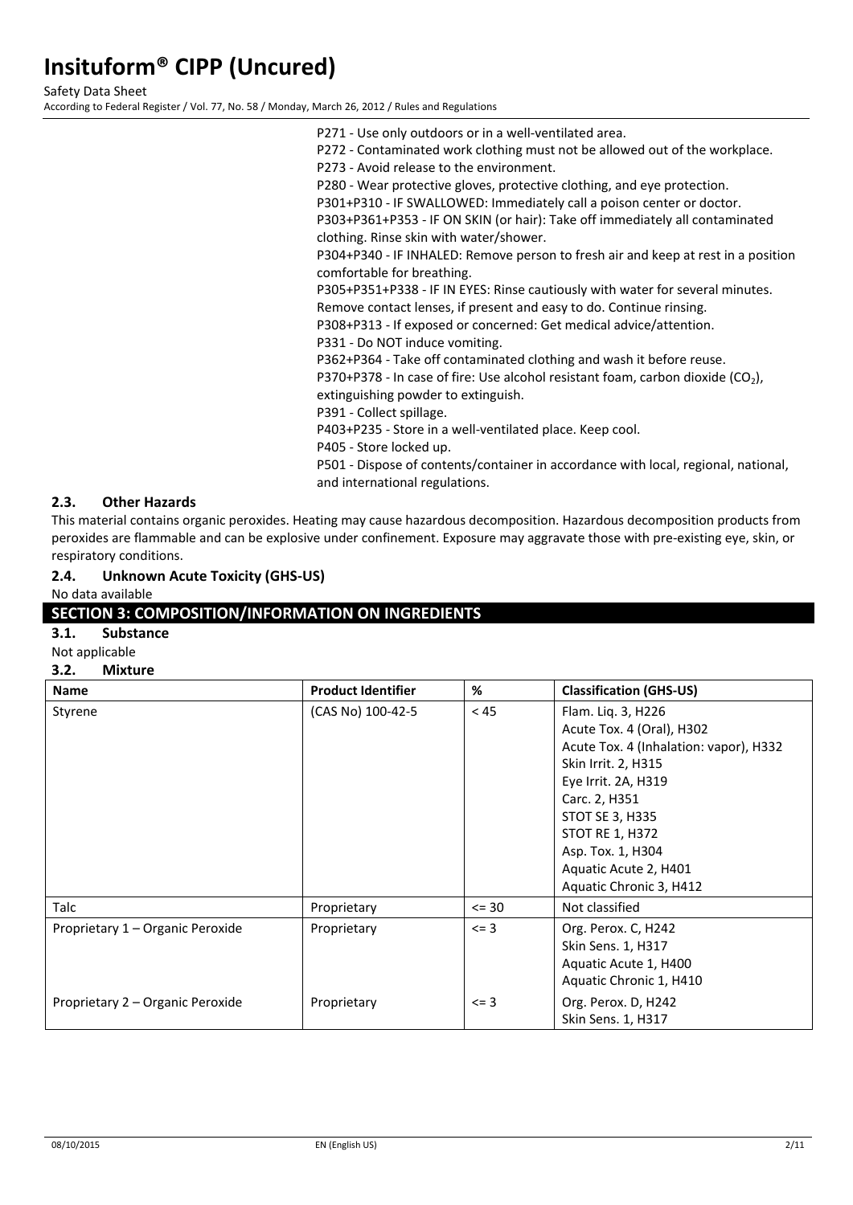P271 - Use only outdoors or in a well-ventilated area.
P272 - Contaminated work clothing must not be allowed out of the workplace.
P273 - Avoid release to the environment.
P280 - Wear protective gloves, protective clothing, and eye protection.
P301+P310 - IF SWALLOWED: Immediately call a poison center or doctor.
P303+P361+P353 - IF ON SKIN (or hair): Take off immediately all contaminated clothing. Rinse skin with water/shower.
P304+P340 - IF INHALED: Remove person to fresh air and keep at rest in a position comfortable for breathing.
P305+P351+P338 - IF IN EYES: Rinse cautiously with water for several minutes. Remove contact lenses, if present and easy to do. Continue rinsing.
P308+P313 - If exposed or concerned: Get medical advice/attention.
P331 - Do NOT induce vomiting.
P362+P364 - Take off contaminated clothing and wash it before reuse.
P370+P378 - In case of fire: Use alcohol resistant foam, carbon dioxide ($CO_2$), extinguishing powder to extinguish.
P391 - Collect spillage.
P403+P235 - Store in a well-ventilated place. Keep cool.
P405 - Store locked up.
P501 - Dispose of contents/container in accordance with local, regional, national, and international regulations.

### 2.3. Other Hazards

This material contains organic peroxides. Heating may cause hazardous decomposition. Hazardous decomposition products from peroxides are flammable and can be explosive under confinement. Exposure may aggravate those with pre-existing eye, skin, or respiratory conditions.

### 2.4. Unknown Acute Toxicity (GHS-US)

No data available

## SECTION 3: COMPOSITION/INFORMATION ON INGREDIENTS

### 3.1. Substance

Not applicable

### 3.2. Mixture

| Name | Product Identifier | % | Classification (GHS-US) |
|---|---|---|---|
| Styrene | (CAS No) 100-42-5 | < 45 | Flam. Liq. 3, H226<br>Acute Tox. 4 (Oral), H302<br>Acute Tox. 4 (Inhalation: vapor), H332<br>Skin Irrit. 2, H315<br>Eye Irrit. 2A, H319<br>Carc. 2, H351<br>STOT SE 3, H335<br>STOT RE 1, H372<br>Asp. Tox. 1, H304<br>Aquatic Acute 2, H401<br>Aquatic Chronic 3, H412 |
| Talc | Proprietary | <= 30 | Not classified |
| Proprietary 1 – Organic Peroxide | Proprietary | <= 3 | Org. Perox. C, H242<br>Skin Sens. 1, H317<br>Aquatic Acute 1, H400<br>Aquatic Chronic 1, H410 |
| Proprietary 2 – Organic Peroxide | Proprietary | <= 3 | Org. Perox. D, H242<br>Skin Sens. 1, H317 |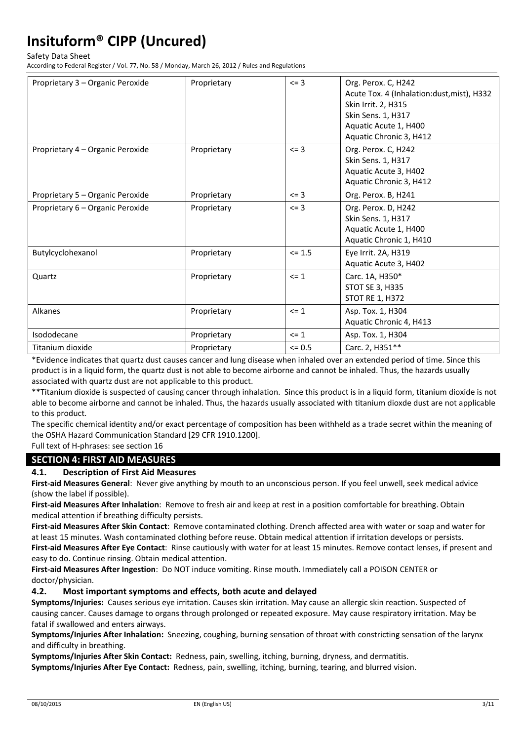| Proprietary 3 – Organic Peroxide | Proprietary | <= 3 | Org. Perox. C, H242<br>Acute Tox. 4 (Inhalation:dust,mist), H332<br>Skin Irrit. 2, H315<br>Skin Sens. 1, H317<br>Aquatic Acute 1, H400<br>Aquatic Chronic 3, H412 |
|---|---|---|---|
| Proprietary 4 – Organic Peroxide | Proprietary | <= 3 | Org. Perox. C, H242<br>Skin Sens. 1, H317<br>Aquatic Acute 3, H402<br>Aquatic Chronic 3, H412 |
| Proprietary 5 – Organic Peroxide | Proprietary | <= 3 | Org. Perox. B, H241 |
| Proprietary 6 – Organic Peroxide | Proprietary | <= 3 | Org. Perox. D, H242<br>Skin Sens. 1, H317<br>Aquatic Acute 1, H400<br>Aquatic Chronic 1, H410 |
| Butylcyclohexanol | Proprietary | <= 1.5 | Eye Irrit. 2A, H319<br>Aquatic Acute 3, H402 |
| Quartz | Proprietary | <= 1 | Carc. 1A, H350*<br>STOT SE 3, H335<br>STOT RE 1, H372 |
| Alkanes | Proprietary | <= 1 | Asp. Tox. 1, H304<br>Aquatic Chronic 4, H413 |
| Isododecane | Proprietary | <= 1 | Asp. Tox. 1, H304 |
| Titanium dioxide | Proprietary | <= 0.5 | Carc. 2, H351** |

*Evidence indicates that quartz dust causes cancer and lung disease when inhaled over an extended period of time. Since this product is in a liquid form, the quartz dust is not able to become airborne and cannot be inhaled. Thus, the hazards usually associated with quartz dust are not applicable to this product.

**Titanium dioxide is suspected of causing cancer through inhalation. Since this product is in a liquid form, titanium dioxide is not able to become airborne and cannot be inhaled. Thus, the hazards usually associated with titanium dioxde dust are not applicable to this product.

The specific chemical identity and/or exact percentage of composition has been withheld as a trade secret within the meaning of the OSHA Hazard Communication Standard [29 CFR 1910.1200].

Full text of H-phrases: see section 16

## SECTION 4: FIRST AID MEASURES

### 4.1. Description of First Aid Measures

**First-aid Measures General**: Never give anything by mouth to an unconscious person. If you feel unwell, seek medical advice (show the label if possible).

**First-aid Measures After Inhalation**: Remove to fresh air and keep at rest in a position comfortable for breathing. Obtain medical attention if breathing difficulty persists.

**First-aid Measures After Skin Contact**: Remove contaminated clothing. Drench affected area with water or soap and water for at least 15 minutes. Wash contaminated clothing before reuse. Obtain medical attention if irritation develops or persists.

**First-aid Measures After Eye Contact**: Rinse cautiously with water for at least 15 minutes. Remove contact lenses, if present and easy to do. Continue rinsing. Obtain medical attention.

**First-aid Measures After Ingestion**: Do NOT induce vomiting. Rinse mouth. Immediately call a POISON CENTER or doctor/physician.

### 4.2. Most important symptoms and effects, both acute and delayed

**Symptoms/Injuries:** Causes serious eye irritation. Causes skin irritation. May cause an allergic skin reaction. Suspected of causing cancer. Causes damage to organs through prolonged or repeated exposure. May cause respiratory irritation. May be fatal if swallowed and enters airways.

**Symptoms/Injuries After Inhalation:** Sneezing, coughing, burning sensation of throat with constricting sensation of the larynx and difficulty in breathing.

**Symptoms/Injuries After Skin Contact:** Redness, pain, swelling, itching, burning, dryness, and dermatitis.

**Symptoms/Injuries After Eye Contact:** Redness, pain, swelling, itching, burning, tearing, and blurred vision.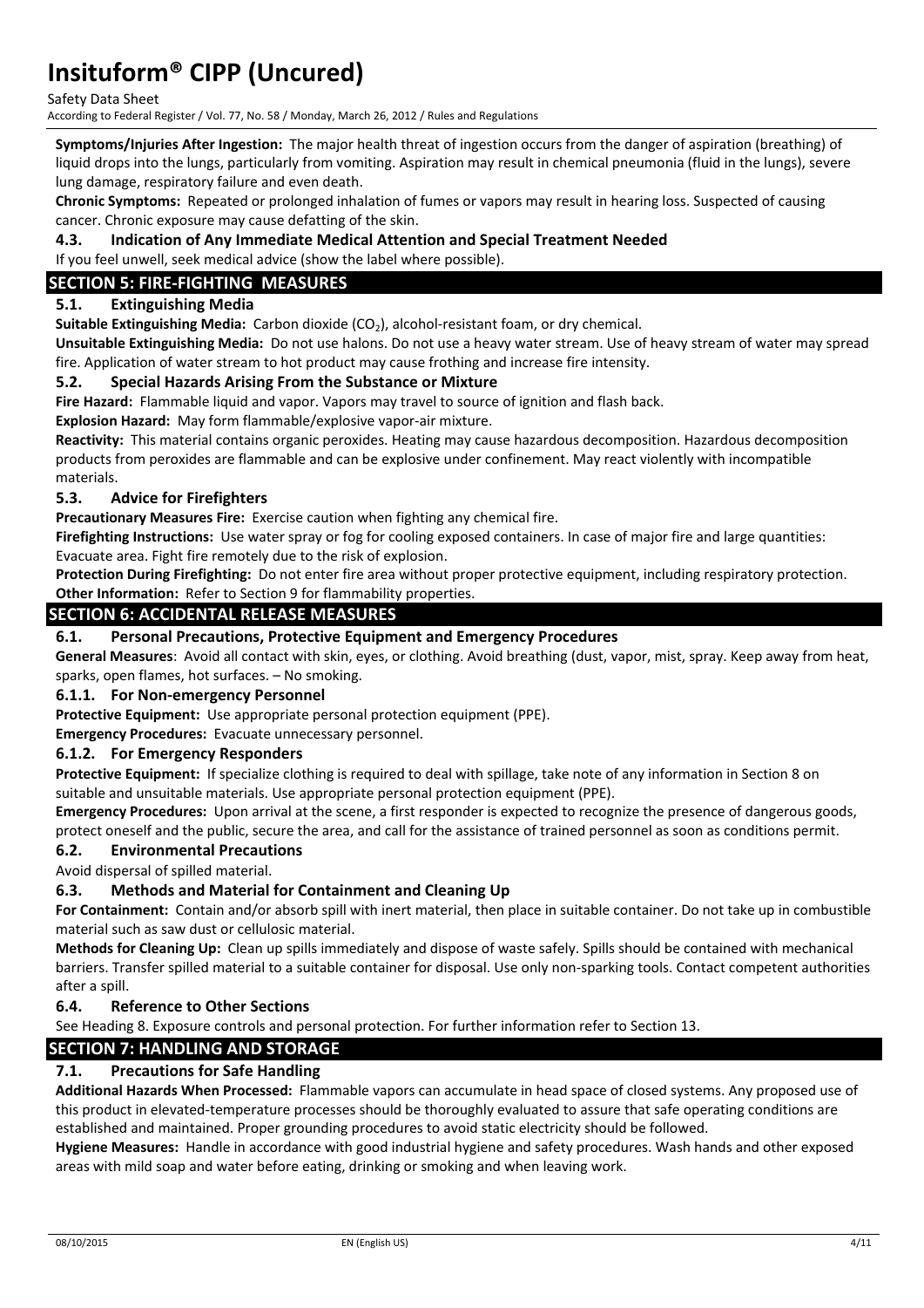**Symptoms/Injuries After Ingestion:** The major health threat of ingestion occurs from the danger of aspiration (breathing) of liquid drops into the lungs, particularly from vomiting. Aspiration may result in chemical pneumonia (fluid in the lungs), severe lung damage, respiratory failure and even death.

**Chronic Symptoms:** Repeated or prolonged inhalation of fumes or vapors may result in hearing loss. Suspected of causing cancer. Chronic exposure may cause defatting of the skin.

### 4.3. Indication of Any Immediate Medical Attention and Special Treatment Needed

If you feel unwell, seek medical advice (show the label where possible).

## SECTION 5: FIRE-FIGHTING MEASURES

### 5.1. Extinguishing Media

**Suitable Extinguishing Media:** Carbon dioxide ($CO_2$), alcohol-resistant foam, or dry chemical.

**Unsuitable Extinguishing Media:** Do not use halons. Do not use a heavy water stream. Use of heavy stream of water may spread fire. Application of water stream to hot product may cause frothing and increase fire intensity.

### 5.2. Special Hazards Arising From the Substance or Mixture

**Fire Hazard:** Flammable liquid and vapor. Vapors may travel to source of ignition and flash back.

**Explosion Hazard:** May form flammable/explosive vapor-air mixture.

**Reactivity:** This material contains organic peroxides. Heating may cause hazardous decomposition. Hazardous decomposition products from peroxides are flammable and can be explosive under confinement. May react violently with incompatible materials.

### 5.3. Advice for Firefighters

**Precautionary Measures Fire:** Exercise caution when fighting any chemical fire.

**Firefighting Instructions:** Use water spray or fog for cooling exposed containers. In case of major fire and large quantities: Evacuate area. Fight fire remotely due to the risk of explosion.

**Protection During Firefighting:** Do not enter fire area without proper protective equipment, including respiratory protection.

**Other Information:** Refer to Section 9 for flammability properties.

## SECTION 6: ACCIDENTAL RELEASE MEASURES

### 6.1. Personal Precautions, Protective Equipment and Emergency Procedures

**General Measures**: Avoid all contact with skin, eyes, or clothing. Avoid breathing (dust, vapor, mist, spray. Keep away from heat, sparks, open flames, hot surfaces. – No smoking.

#### 6.1.1. For Non-emergency Personnel

**Protective Equipment:** Use appropriate personal protection equipment (PPE).

**Emergency Procedures:** Evacuate unnecessary personnel.

#### 6.1.2. For Emergency Responders

**Protective Equipment:** If specialize clothing is required to deal with spillage, take note of any information in Section 8 on suitable and unsuitable materials. Use appropriate personal protection equipment (PPE).

**Emergency Procedures:** Upon arrival at the scene, a first responder is expected to recognize the presence of dangerous goods, protect oneself and the public, secure the area, and call for the assistance of trained personnel as soon as conditions permit.

### 6.2. Environmental Precautions

Avoid dispersal of spilled material.

### 6.3. Methods and Material for Containment and Cleaning Up

**For Containment:** Contain and/or absorb spill with inert material, then place in suitable container. Do not take up in combustible material such as saw dust or cellulosic material.

**Methods for Cleaning Up:** Clean up spills immediately and dispose of waste safely. Spills should be contained with mechanical barriers. Transfer spilled material to a suitable container for disposal. Use only non-sparking tools. Contact competent authorities after a spill.

### 6.4. Reference to Other Sections

See Heading 8. Exposure controls and personal protection. For further information refer to Section 13.

## SECTION 7: HANDLING AND STORAGE

### 7.1. Precautions for Safe Handling

**Additional Hazards When Processed:** Flammable vapors can accumulate in head space of closed systems. Any proposed use of this product in elevated-temperature processes should be thoroughly evaluated to assure that safe operating conditions are established and maintained. Proper grounding procedures to avoid static electricity should be followed.

**Hygiene Measures:** Handle in accordance with good industrial hygiene and safety procedures. Wash hands and other exposed areas with mild soap and water before eating, drinking or smoking and when leaving work.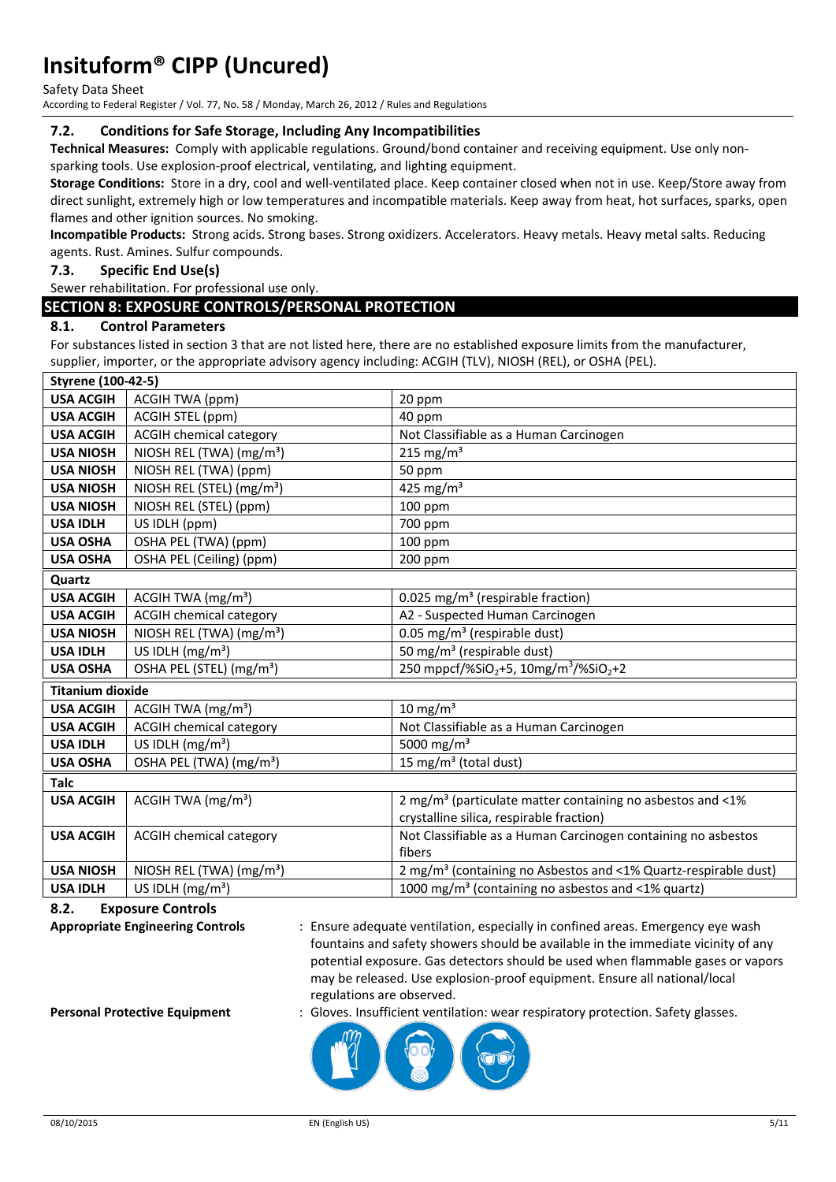### 7.2. Conditions for Safe Storage, Including Any Incompatibilities

**Technical Measures:** Comply with applicable regulations. Ground/bond container and receiving equipment. Use only non-sparking tools. Use explosion-proof electrical, ventilating, and lighting equipment.

**Storage Conditions:** Store in a dry, cool and well-ventilated place. Keep container closed when not in use. Keep/Store away from direct sunlight, extremely high or low temperatures and incompatible materials. Keep away from heat, hot surfaces, sparks, open flames and other ignition sources. No smoking.

**Incompatible Products:** Strong acids. Strong bases. Strong oxidizers. Accelerators. Heavy metals. Heavy metal salts. Reducing agents. Rust. Amines. Sulfur compounds.

### 7.3. Specific End Use(s)

Sewer rehabilitation. For professional use only.

## SECTION 8: EXPOSURE CONTROLS/PERSONAL PROTECTION

### 8.1. Control Parameters

For substances listed in section 3 that are not listed here, there are no established exposure limits from the manufacturer, supplier, importer, or the appropriate advisory agency including: ACGIH (TLV), NIOSH (REL), or OSHA (PEL).

| **Styrene (100-42-5)** | | |
|---|---|---|
| **USA ACGIH** | ACGIH TWA (ppm) | 20 ppm |
| **USA ACGIH** | ACGIH STEL (ppm) | 40 ppm |
| **USA ACGIH** | ACGIH chemical category | Not Classifiable as a Human Carcinogen |
| **USA NIOSH** | NIOSH REL (TWA) (mg/m³) | 215 mg/m³ |
| **USA NIOSH** | NIOSH REL (TWA) (ppm) | 50 ppm |
| **USA NIOSH** | NIOSH REL (STEL) (mg/m³) | 425 mg/m³ |
| **USA NIOSH** | NIOSH REL (STEL) (ppm) | 100 ppm |
| **USA IDLH** | US IDLH (ppm) | 700 ppm |
| **USA OSHA** | OSHA PEL (TWA) (ppm) | 100 ppm |
| **USA OSHA** | OSHA PEL (Ceiling) (ppm) | 200 ppm |
| **Quartz** | | |
| **USA ACGIH** | ACGIH TWA (mg/m³) | 0.025 mg/m³ (respirable fraction) |
| **USA ACGIH** | ACGIH chemical category | A2 - Suspected Human Carcinogen |
| **USA NIOSH** | NIOSH REL (TWA) (mg/m³) | 0.05 mg/m³ (respirable dust) |
| **USA IDLH** | US IDLH (mg/m³) | 50 mg/m³ (respirable dust) |
| **USA OSHA** | OSHA PEL (STEL) (mg/m³) | 250 mppcf/%$SiO_2$+5, 10mg/m³/%$SiO_2$+2 |
| **Titanium dioxide** | | |
| **USA ACGIH** | ACGIH TWA (mg/m³) | 10 mg/m³ |
| **USA ACGIH** | ACGIH chemical category | Not Classifiable as a Human Carcinogen |
| **USA IDLH** | US IDLH (mg/m³) | 5000 mg/m³ |
| **USA OSHA** | OSHA PEL (TWA) (mg/m³) | 15 mg/m³ (total dust) |
| **Talc** | | |
| **USA ACGIH** | ACGIH TWA (mg/m³) | 2 mg/m³ (particulate matter containing no asbestos and <1% crystalline silica, respirable fraction) |
| **USA ACGIH** | ACGIH chemical category | Not Classifiable as a Human Carcinogen containing no asbestos fibers |
| **USA NIOSH** | NIOSH REL (TWA) (mg/m³) | 2 mg/m³ (containing no Asbestos and <1% Quartz-respirable dust) |
| **USA IDLH** | US IDLH (mg/m³) | 1000 mg/m³ (containing no asbestos and <1% quartz) |

### 8.2. Exposure Controls

**Appropriate Engineering Controls** : Ensure adequate ventilation, especially in confined areas. Emergency eye wash fountains and safety showers should be available in the immediate vicinity of any potential exposure. Gas detectors should be used when flammable gases or vapors may be released. Use explosion-proof equipment. Ensure all national/local regulations are observed.

**Personal Protective Equipment** : Gloves. Insufficient ventilation: wear respiratory protection. Safety glasses.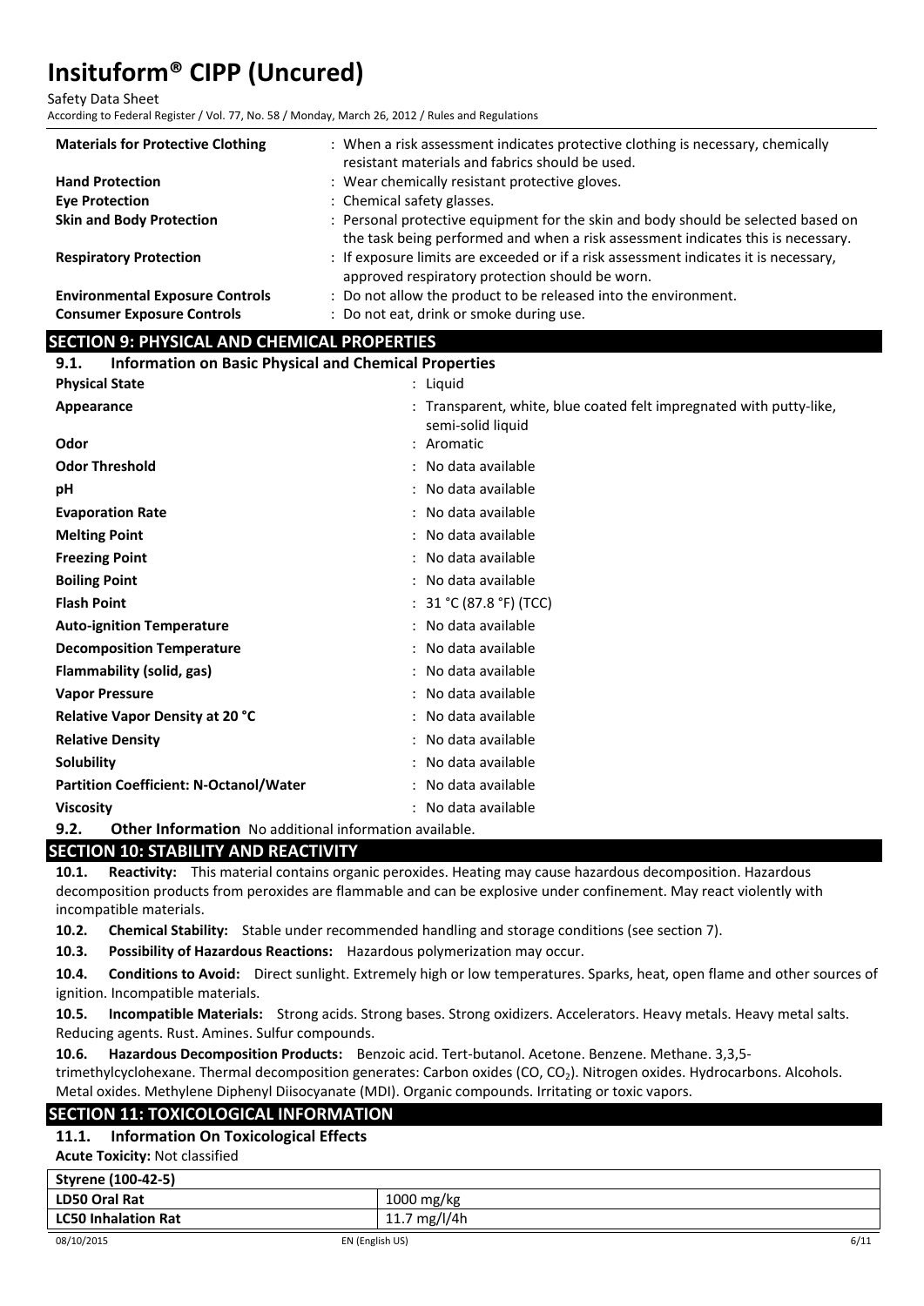| | |
|---|---|
| **Materials for Protective Clothing** | : When a risk assessment indicates protective clothing is necessary, chemically resistant materials and fabrics should be used. |
| **Hand Protection** | : Wear chemically resistant protective gloves. |
| **Eye Protection** | : Chemical safety glasses. |
| **Skin and Body Protection** | : Personal protective equipment for the skin and body should be selected based on the task being performed and when a risk assessment indicates this is necessary. |
| **Respiratory Protection** | : If exposure limits are exceeded or if a risk assessment indicates it is necessary, approved respiratory protection should be worn. |
| **Environmental Exposure Controls** | : Do not allow the product to be released into the environment. |
| **Consumer Exposure Controls** | : Do not eat, drink or smoke during use. |

## SECTION 9: PHYSICAL AND CHEMICAL PROPERTIES

### 9.1. Information on Basic Physical and Chemical Properties

| | |
|---|---|
| **Physical State** | : Liquid |
| **Appearance** | : Transparent, white, blue coated felt impregnated with putty-like, semi-solid liquid |
| **Odor** | : Aromatic |
| **Odor Threshold** | : No data available |
| **pH** | : No data available |
| **Evaporation Rate** | : No data available |
| **Melting Point** | : No data available |
| **Freezing Point** | : No data available |
| **Boiling Point** | : No data available |
| **Flash Point** | : 31 °C (87.8 °F) (TCC) |
| **Auto-ignition Temperature** | : No data available |
| **Decomposition Temperature** | : No data available |
| **Flammability (solid, gas)** | : No data available |
| **Vapor Pressure** | : No data available |
| **Relative Vapor Density at 20 °C** | : No data available |
| **Relative Density** | : No data available |
| **Solubility** | : No data available |
| **Partition Coefficient: N-Octanol/Water** | : No data available |
| **Viscosity** | : No data available |

### 9.2. Other Information No additional information available.

## SECTION 10: STABILITY AND REACTIVITY

**10.1. Reactivity:** This material contains organic peroxides. Heating may cause hazardous decomposition. Hazardous decomposition products from peroxides are flammable and can be explosive under confinement. May react violently with incompatible materials.

**10.2. Chemical Stability:** Stable under recommended handling and storage conditions (see section 7).

**10.3. Possibility of Hazardous Reactions:** Hazardous polymerization may occur.

**10.4. Conditions to Avoid:** Direct sunlight. Extremely high or low temperatures. Sparks, heat, open flame and other sources of ignition. Incompatible materials.

**10.5. Incompatible Materials:** Strong acids. Strong bases. Strong oxidizers. Accelerators. Heavy metals. Heavy metal salts. Reducing agents. Rust. Amines. Sulfur compounds.

**10.6. Hazardous Decomposition Products:** Benzoic acid. Tert-butanol. Acetone. Benzene. Methane. 3,3,5-trimethylcyclohexane. Thermal decomposition generates: Carbon oxides (CO, $CO_2$). Nitrogen oxides. Hydrocarbons. Alcohols. Metal oxides. Methylene Diphenyl Diisocyanate (MDI). Organic compounds. Irritating or toxic vapors.

## SECTION 11: TOXICOLOGICAL INFORMATION

### 11.1. Information On Toxicological Effects

**Acute Toxicity:** Not classified

| **Styrene (100-42-5)** | |
|---|---|
| **LD50 Oral Rat** | 1000 mg/kg |
| **LC50 Inhalation Rat** | 11.7 mg/l/4h |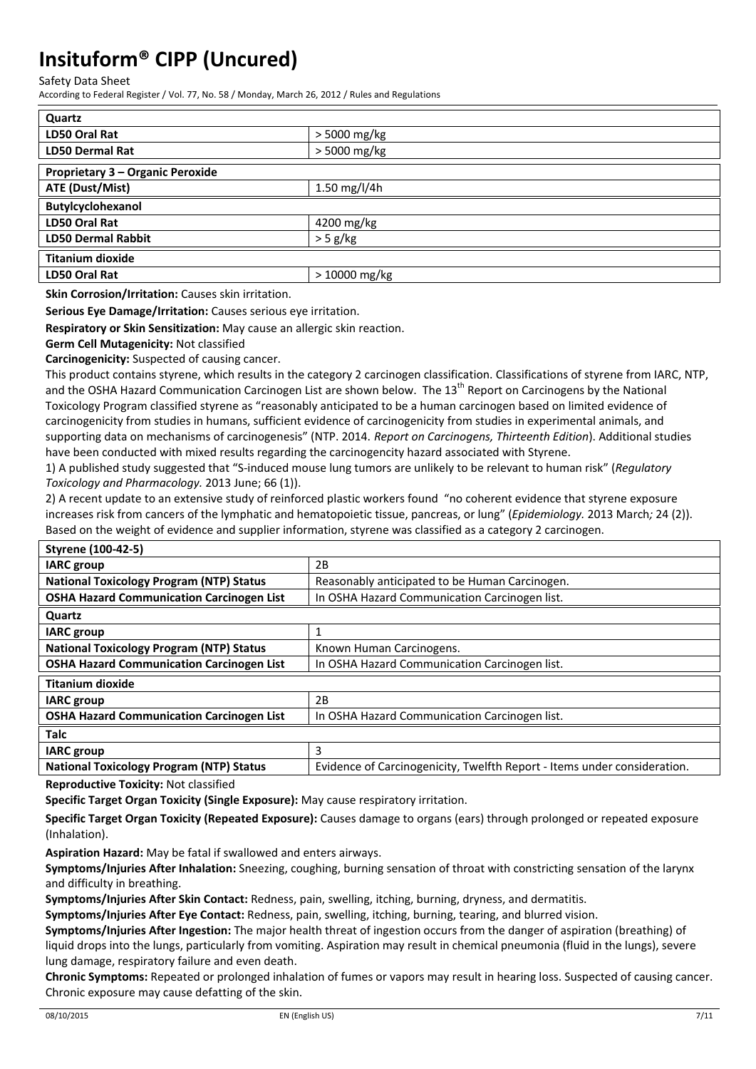| Quartz | |
|---|---|
| LD50 Oral Rat | > 5000 mg/kg |
| LD50 Dermal Rat | > 5000 mg/kg |
| **Proprietary 3 – Organic Peroxide** | |
| ATE (Dust/Mist) | 1.50 mg/l/4h |
| **Butylcyclohexanol** | |
| LD50 Oral Rat | 4200 mg/kg |
| LD50 Dermal Rabbit | > 5 g/kg |
| **Titanium dioxide** | |
| LD50 Oral Rat | > 10000 mg/kg |

**Skin Corrosion/Irritation:** Causes skin irritation.

**Serious Eye Damage/Irritation:** Causes serious eye irritation.

**Respiratory or Skin Sensitization:** May cause an allergic skin reaction.

**Germ Cell Mutagenicity:** Not classified

**Carcinogenicity:** Suspected of causing cancer.

This product contains styrene, which results in the category 2 carcinogen classification. Classifications of styrene from IARC, NTP, and the OSHA Hazard Communication Carcinogen List are shown below. The 13th Report on Carcinogens by the National Toxicology Program classified styrene as "reasonably anticipated to be a human carcinogen based on limited evidence of carcinogenicity from studies in humans, sufficient evidence of carcinogenicity from studies in experimental animals, and supporting data on mechanisms of carcinogenesis" (NTP. 2014. *Report on Carcinogens, Thirteenth Edition*). Additional studies have been conducted with mixed results regarding the carcinogencity hazard associated with Styrene.

1) A published study suggested that "S-induced mouse lung tumors are unlikely to be relevant to human risk" (*Regulatory Toxicology and Pharmacology.* 2013 June; 66 (1)).

2) A recent update to an extensive study of reinforced plastic workers found "no coherent evidence that styrene exposure increases risk from cancers of the lymphatic and hematopoietic tissue, pancreas, or lung" (*Epidemiology.* 2013 March*;* 24 (2)).

Based on the weight of evidence and supplier information, styrene was classified as a category 2 carcinogen.

| Styrene (100-42-5) | |
|---|---|
| IARC group | 2B |
| National Toxicology Program (NTP) Status | Reasonably anticipated to be Human Carcinogen. |
| OSHA Hazard Communication Carcinogen List | In OSHA Hazard Communication Carcinogen list. |
| **Quartz** | |
| IARC group | 1 |
| National Toxicology Program (NTP) Status | Known Human Carcinogens. |
| OSHA Hazard Communication Carcinogen List | In OSHA Hazard Communication Carcinogen list. |
| **Titanium dioxide** | |
| IARC group | 2B |
| OSHA Hazard Communication Carcinogen List | In OSHA Hazard Communication Carcinogen list. |
| **Talc** | |
| IARC group | 3 |
| National Toxicology Program (NTP) Status | Evidence of Carcinogenicity, Twelfth Report - Items under consideration. |

**Reproductive Toxicity:** Not classified

**Specific Target Organ Toxicity (Single Exposure):** May cause respiratory irritation.

**Specific Target Organ Toxicity (Repeated Exposure):** Causes damage to organs (ears) through prolonged or repeated exposure (Inhalation).

**Aspiration Hazard:** May be fatal if swallowed and enters airways.

**Symptoms/Injuries After Inhalation:** Sneezing, coughing, burning sensation of throat with constricting sensation of the larynx and difficulty in breathing.

**Symptoms/Injuries After Skin Contact:** Redness, pain, swelling, itching, burning, dryness, and dermatitis.

**Symptoms/Injuries After Eye Contact:** Redness, pain, swelling, itching, burning, tearing, and blurred vision.

**Symptoms/Injuries After Ingestion:** The major health threat of ingestion occurs from the danger of aspiration (breathing) of liquid drops into the lungs, particularly from vomiting. Aspiration may result in chemical pneumonia (fluid in the lungs), severe lung damage, respiratory failure and even death.

**Chronic Symptoms:** Repeated or prolonged inhalation of fumes or vapors may result in hearing loss. Suspected of causing cancer. Chronic exposure may cause defatting of the skin.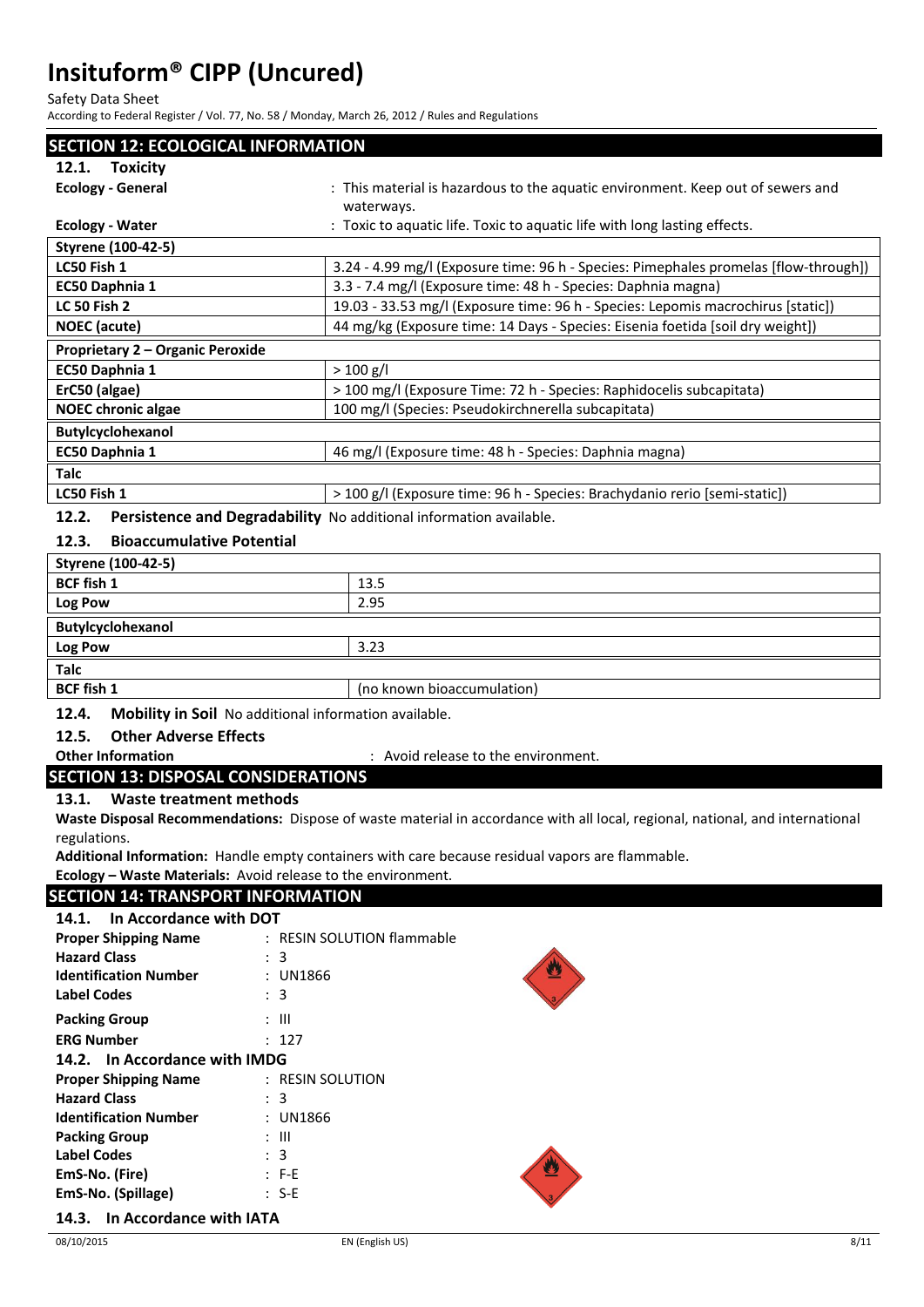## SECTION 12: ECOLOGICAL INFORMATION

### 12.1. Toxicity

**Ecology - General** : This material is hazardous to the aquatic environment. Keep out of sewers and waterways.

**Ecology - Water** : Toxic to aquatic life. Toxic to aquatic life with long lasting effects.

| **Styrene (100-42-5)** | |
|---|---|
| **LC50 Fish 1** | 3.24 - 4.99 mg/l (Exposure time: 96 h - Species: Pimephales promelas [flow-through]) |
| **EC50 Daphnia 1** | 3.3 - 7.4 mg/l (Exposure time: 48 h - Species: Daphnia magna) |
| **LC 50 Fish 2** | 19.03 - 33.53 mg/l (Exposure time: 96 h - Species: Lepomis macrochirus [static]) |
| **NOEC (acute)** | 44 mg/kg (Exposure time: 14 Days - Species: Eisenia foetida [soil dry weight]) |
| **Proprietary 2 – Organic Peroxide** | |
| **EC50 Daphnia 1** | > 100 g/l |
| **ErC50 (algae)** | > 100 mg/l (Exposure Time: 72 h - Species: Raphidocelis subcapitata) |
| **NOEC chronic algae** | 100 mg/l (Species: Pseudokirchnerella subcapitata) |
| **Butylcyclohexanol** | |
| **EC50 Daphnia 1** | 46 mg/l (Exposure time: 48 h - Species: Daphnia magna) |
| **Talc** | |
| **LC50 Fish 1** | > 100 g/l (Exposure time: 96 h - Species: Brachydanio rerio [semi-static]) |

### 12.2. Persistence and Degradability

No additional information available.

### 12.3. Bioaccumulative Potential

| **Styrene (100-42-5)** | |
|---|---|
| **BCF fish 1** | 13.5 |
| **Log Pow** | 2.95 |
| **Butylcyclohexanol** | |
| **Log Pow** | 3.23 |
| **Talc** | |
| **BCF fish 1** | (no known bioaccumulation) |

### 12.4. Mobility in Soil

No additional information available.

### 12.5. Other Adverse Effects

**Other Information** : Avoid release to the environment.

## SECTION 13: DISPOSAL CONSIDERATIONS

### 13.1. Waste treatment methods

**Waste Disposal Recommendations:** Dispose of waste material in accordance with all local, regional, national, and international regulations.

**Additional Information:** Handle empty containers with care because residual vapors are flammable.

**Ecology – Waste Materials:** Avoid release to the environment.

## SECTION 14: TRANSPORT INFORMATION

### 14.1. In Accordance with DOT

**Proper Shipping Name** : RESIN SOLUTION flammable
**Hazard Class** : 3
**Identification Number** : UN1866
**Label Codes** : 3
**Packing Group** : III
**ERG Number** : 127

### 14.2. In Accordance with IMDG

**Proper Shipping Name** : RESIN SOLUTION
**Hazard Class** : 3
**Identification Number** : UN1866
**Packing Group** : III
**Label Codes** : 3
**EmS-No. (Fire)** : F-E
**EmS-No. (Spillage)** : S-E

### 14.3. In Accordance with IATA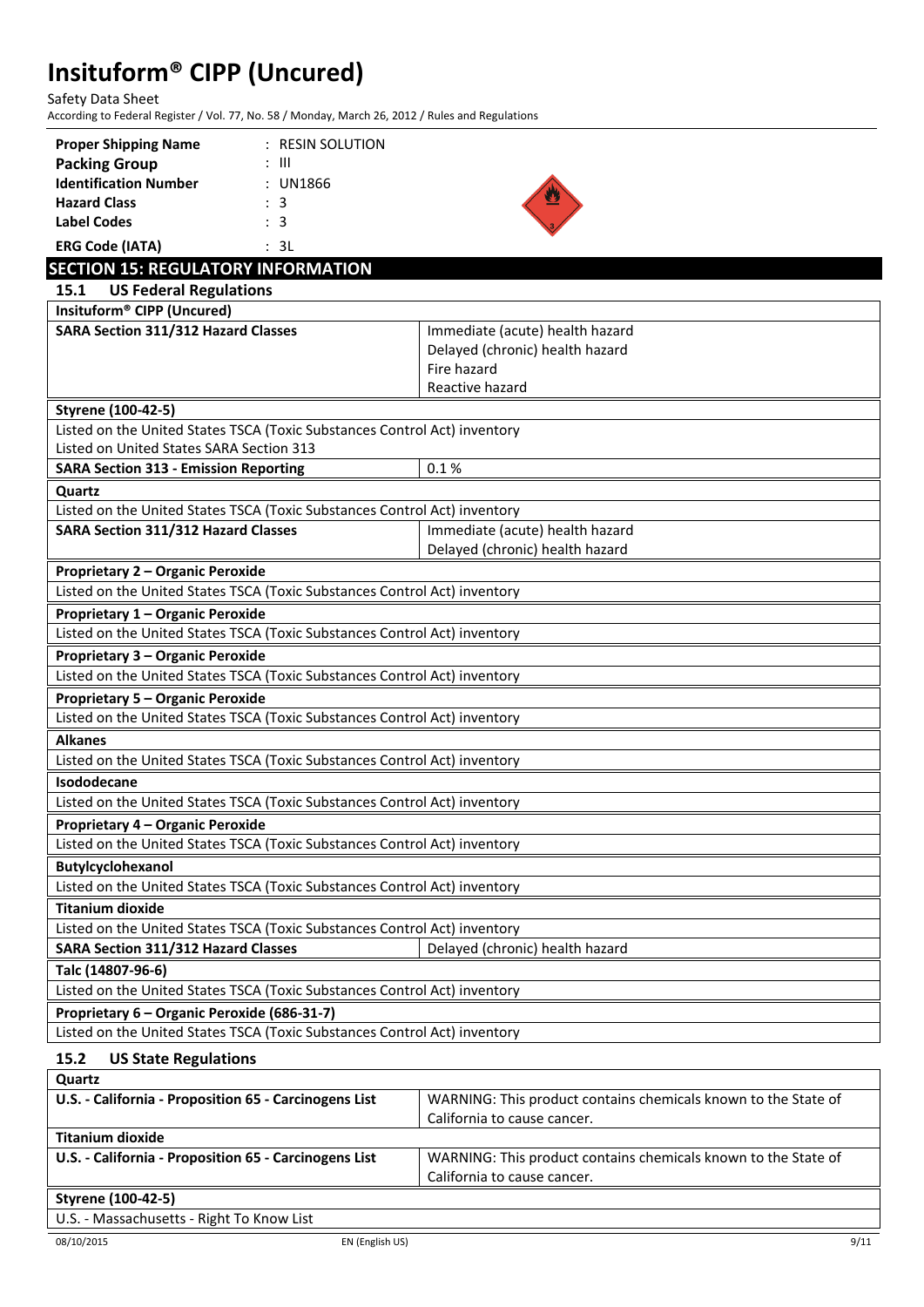| | |
|---|---|
| **Proper Shipping Name** | : RESIN SOLUTION |
| **Packing Group** | : III |
| **Identification Number** | : UN1866 |
| **Hazard Class** | : 3 |
| **Label Codes** | : 3 |
| **ERG Code (IATA)** | : 3L |

## SECTION 15: REGULATORY INFORMATION

### 15.1 US Federal Regulations

| **Insituform® CIPP (Uncured)** | |
|---|---|
| **SARA Section 311/312 Hazard Classes** | Immediate (acute) health hazard<br>Delayed (chronic) health hazard<br>Fire hazard<br>Reactive hazard |

| **Styrene (100-42-5)** | |
|---|---|
| Listed on the United States TSCA (Toxic Substances Control Act) inventory<br>Listed on United States SARA Section 313 | |
| **SARA Section 313 - Emission Reporting** | 0.1 % |

| **Quartz** | |
|---|---|
| Listed on the United States TSCA (Toxic Substances Control Act) inventory | |
| **SARA Section 311/312 Hazard Classes** | Immediate (acute) health hazard<br>Delayed (chronic) health hazard |

| **Proprietary 2 – Organic Peroxide** |
|---|
| Listed on the United States TSCA (Toxic Substances Control Act) inventory |

| **Proprietary 1 – Organic Peroxide** |
|---|
| Listed on the United States TSCA (Toxic Substances Control Act) inventory |

| **Proprietary 3 – Organic Peroxide** |
|---|
| Listed on the United States TSCA (Toxic Substances Control Act) inventory |

| **Proprietary 5 – Organic Peroxide** |
|---|
| Listed on the United States TSCA (Toxic Substances Control Act) inventory |

| **Alkanes** |
|---|
| Listed on the United States TSCA (Toxic Substances Control Act) inventory |

| **Isododecane** |
|---|
| Listed on the United States TSCA (Toxic Substances Control Act) inventory |

| **Proprietary 4 – Organic Peroxide** |
|---|
| Listed on the United States TSCA (Toxic Substances Control Act) inventory |

| **Butylcyclohexanol** |
|---|
| Listed on the United States TSCA (Toxic Substances Control Act) inventory |

| **Titanium dioxide** | |
|---|---|
| Listed on the United States TSCA (Toxic Substances Control Act) inventory | |
| **SARA Section 311/312 Hazard Classes** | Delayed (chronic) health hazard |

| **Talc (14807-96-6)** |
|---|
| Listed on the United States TSCA (Toxic Substances Control Act) inventory |

| **Proprietary 6 – Organic Peroxide (686-31-7)** |
|---|
| Listed on the United States TSCA (Toxic Substances Control Act) inventory |

### 15.2 US State Regulations

| **Quartz** | |
|---|---|
| **U.S. - California - Proposition 65 - Carcinogens List** | WARNING: This product contains chemicals known to the State of California to cause cancer. |

| **Titanium dioxide** | |
|---|---|
| **U.S. - California - Proposition 65 - Carcinogens List** | WARNING: This product contains chemicals known to the State of California to cause cancer. |

| **Styrene (100-42-5)** |
|---|
| U.S. - Massachusetts - Right To Know List |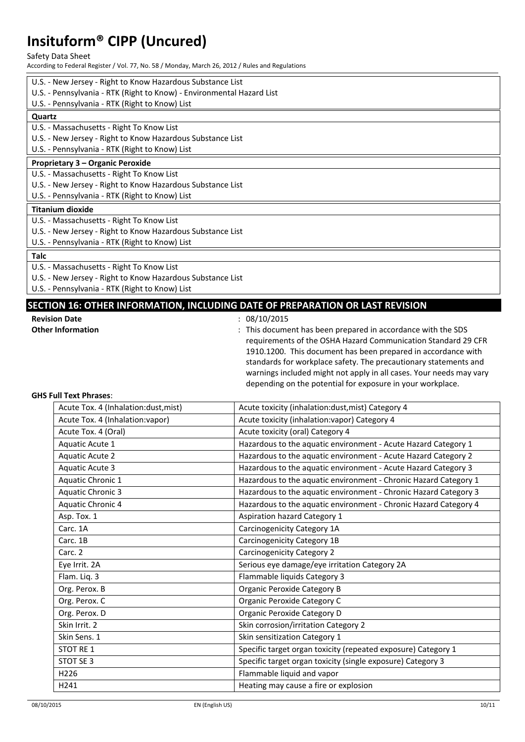U.S. - New Jersey - Right to Know Hazardous Substance List
U.S. - Pennsylvania - RTK (Right to Know) - Environmental Hazard List
U.S. - Pennsylvania - RTK (Right to Know) List

**Quartz**

U.S. - Massachusetts - Right To Know List
U.S. - New Jersey - Right to Know Hazardous Substance List
U.S. - Pennsylvania - RTK (Right to Know) List

**Proprietary 3 – Organic Peroxide**

U.S. - Massachusetts - Right To Know List
U.S. - New Jersey - Right to Know Hazardous Substance List
U.S. - Pennsylvania - RTK (Right to Know) List

**Titanium dioxide**

U.S. - Massachusetts - Right To Know List
U.S. - New Jersey - Right to Know Hazardous Substance List
U.S. - Pennsylvania - RTK (Right to Know) List

**Talc**

U.S. - Massachusetts - Right To Know List
U.S. - New Jersey - Right to Know Hazardous Substance List
U.S. - Pennsylvania - RTK (Right to Know) List

## SECTION 16: OTHER INFORMATION, INCLUDING DATE OF PREPARATION OR LAST REVISION

**Revision Date** : 08/10/2015

**Other Information** : This document has been prepared in accordance with the SDS requirements of the OSHA Hazard Communication Standard 29 CFR 1910.1200. This document has been prepared in accordance with standards for workplace safety. The precautionary statements and warnings included might not apply in all cases. Your needs may vary depending on the potential for exposure in your workplace.

**GHS Full Text Phrases**:

| Code | Phrase |
|---|---|
| Acute Tox. 4 (Inhalation:dust,mist) | Acute toxicity (inhalation:dust,mist) Category 4 |
| Acute Tox. 4 (Inhalation:vapor) | Acute toxicity (inhalation:vapor) Category 4 |
| Acute Tox. 4 (Oral) | Acute toxicity (oral) Category 4 |
| Aquatic Acute 1 | Hazardous to the aquatic environment - Acute Hazard Category 1 |
| Aquatic Acute 2 | Hazardous to the aquatic environment - Acute Hazard Category 2 |
| Aquatic Acute 3 | Hazardous to the aquatic environment - Acute Hazard Category 3 |
| Aquatic Chronic 1 | Hazardous to the aquatic environment - Chronic Hazard Category 1 |
| Aquatic Chronic 3 | Hazardous to the aquatic environment - Chronic Hazard Category 3 |
| Aquatic Chronic 4 | Hazardous to the aquatic environment - Chronic Hazard Category 4 |
| Asp. Tox. 1 | Aspiration hazard Category 1 |
| Carc. 1A | Carcinogenicity Category 1A |
| Carc. 1B | Carcinogenicity Category 1B |
| Carc. 2 | Carcinogenicity Category 2 |
| Eye Irrit. 2A | Serious eye damage/eye irritation Category 2A |
| Flam. Liq. 3 | Flammable liquids Category 3 |
| Org. Perox. B | Organic Peroxide Category B |
| Org. Perox. C | Organic Peroxide Category C |
| Org. Perox. D | Organic Peroxide Category D |
| Skin Irrit. 2 | Skin corrosion/irritation Category 2 |
| Skin Sens. 1 | Skin sensitization Category 1 |
| STOT RE 1 | Specific target organ toxicity (repeated exposure) Category 1 |
| STOT SE 3 | Specific target organ toxicity (single exposure) Category 3 |
| H226 | Flammable liquid and vapor |
| H241 | Heating may cause a fire or explosion |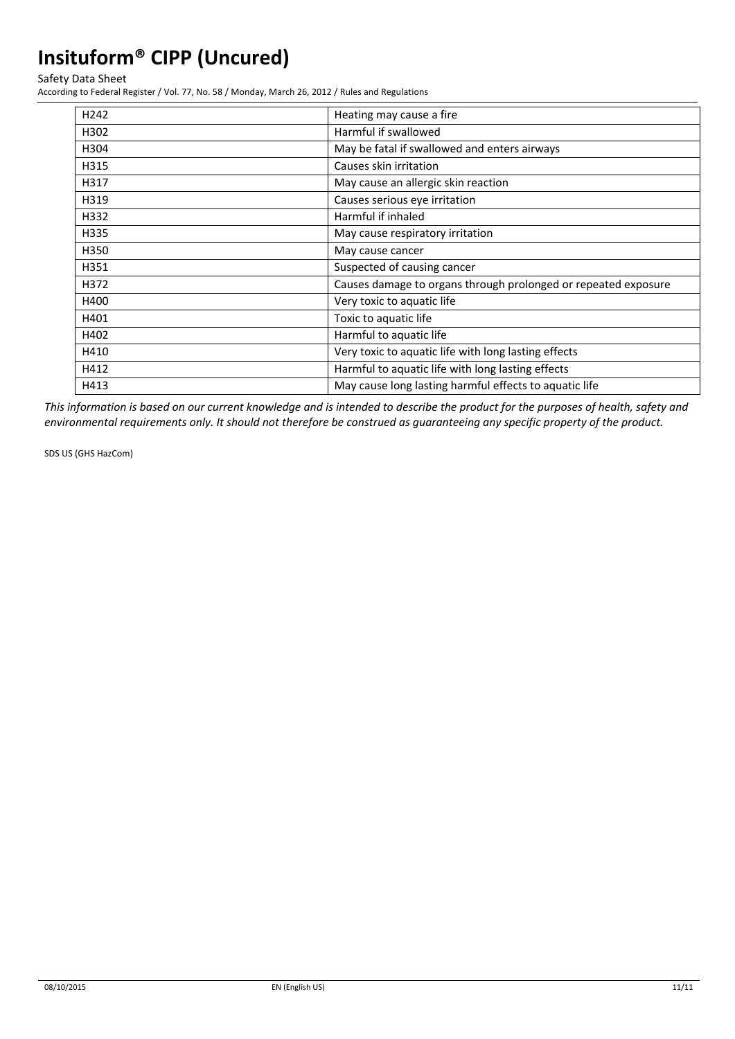| | |
|---|---|
| H242 | Heating may cause a fire |
| H302 | Harmful if swallowed |
| H304 | May be fatal if swallowed and enters airways |
| H315 | Causes skin irritation |
| H317 | May cause an allergic skin reaction |
| H319 | Causes serious eye irritation |
| H332 | Harmful if inhaled |
| H335 | May cause respiratory irritation |
| H350 | May cause cancer |
| H351 | Suspected of causing cancer |
| H372 | Causes damage to organs through prolonged or repeated exposure |
| H400 | Very toxic to aquatic life |
| H401 | Toxic to aquatic life |
| H402 | Harmful to aquatic life |
| H410 | Very toxic to aquatic life with long lasting effects |
| H412 | Harmful to aquatic life with long lasting effects |
| H413 | May cause long lasting harmful effects to aquatic life |

*This information is based on our current knowledge and is intended to describe the product for the purposes of health, safety and environmental requirements only. It should not therefore be construed as guaranteeing any specific property of the product.*

SDS US (GHS HazCom)